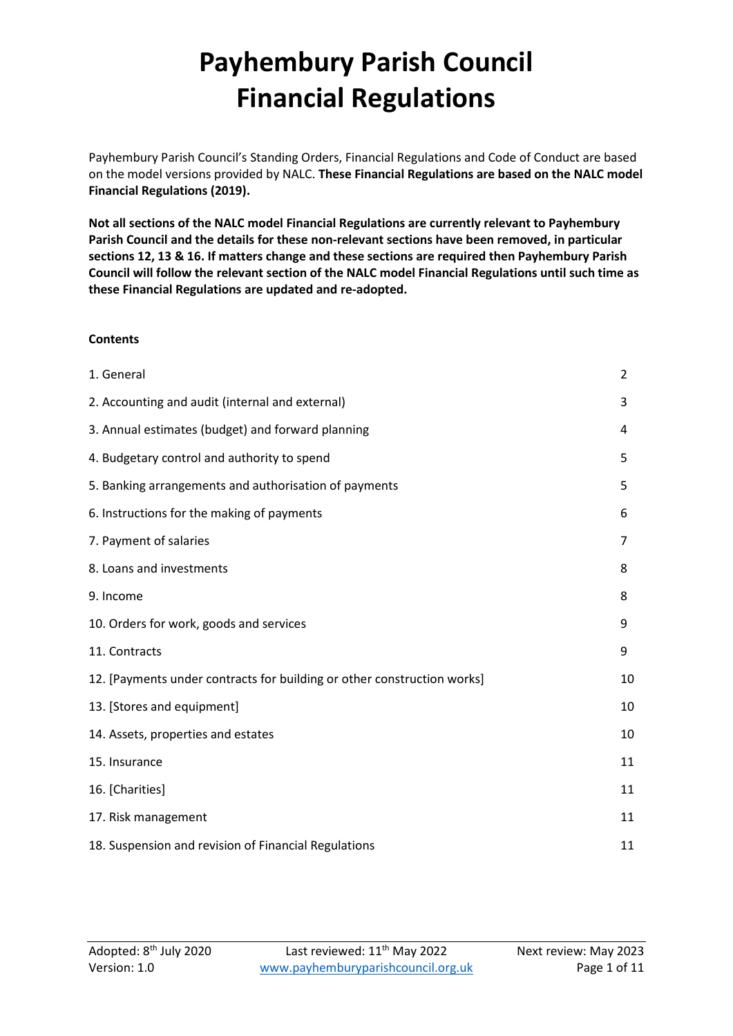# Payhembury Parish Council Financial Regulations

Payhembury Parish Council's Standing Orders, Financial Regulations and Code of Conduct are based on the model versions provided by NALC. **These Financial Regulations are based on the NALC model Financial Regulations (2019).**

**Not all sections of the NALC model Financial Regulations are currently relevant to Payhembury Parish Council and the details for these non-relevant sections have been removed, in particular sections 12, 13 & 16. If matters change and these sections are required then Payhembury Parish Council will follow the relevant section of the NALC model Financial Regulations until such time as these Financial Regulations are updated and re-adopted.**

**Contents**

| | |
|---|---|
| 1. General | 2 |
| 2. Accounting and audit (internal and external) | 3 |
| 3. Annual estimates (budget) and forward planning | 4 |
| 4. Budgetary control and authority to spend | 5 |
| 5. Banking arrangements and authorisation of payments | 5 |
| 6. Instructions for the making of payments | 6 |
| 7. Payment of salaries | 7 |
| 8. Loans and investments | 8 |
| 9. Income | 8 |
| 10. Orders for work, goods and services | 9 |
| 11. Contracts | 9 |
| 12. [Payments under contracts for building or other construction works] | 10 |
| 13. [Stores and equipment] | 10 |
| 14. Assets, properties and estates | 10 |
| 15. Insurance | 11 |
| 16. [Charities] | 11 |
| 17. Risk management | 11 |
| 18. Suspension and revision of Financial Regulations | 11 |

Adopted: 8th July 2020
Version: 1.0
Last reviewed: 11th May 2022
www.payhemburyparishcouncil.org.uk
Next review: May 2023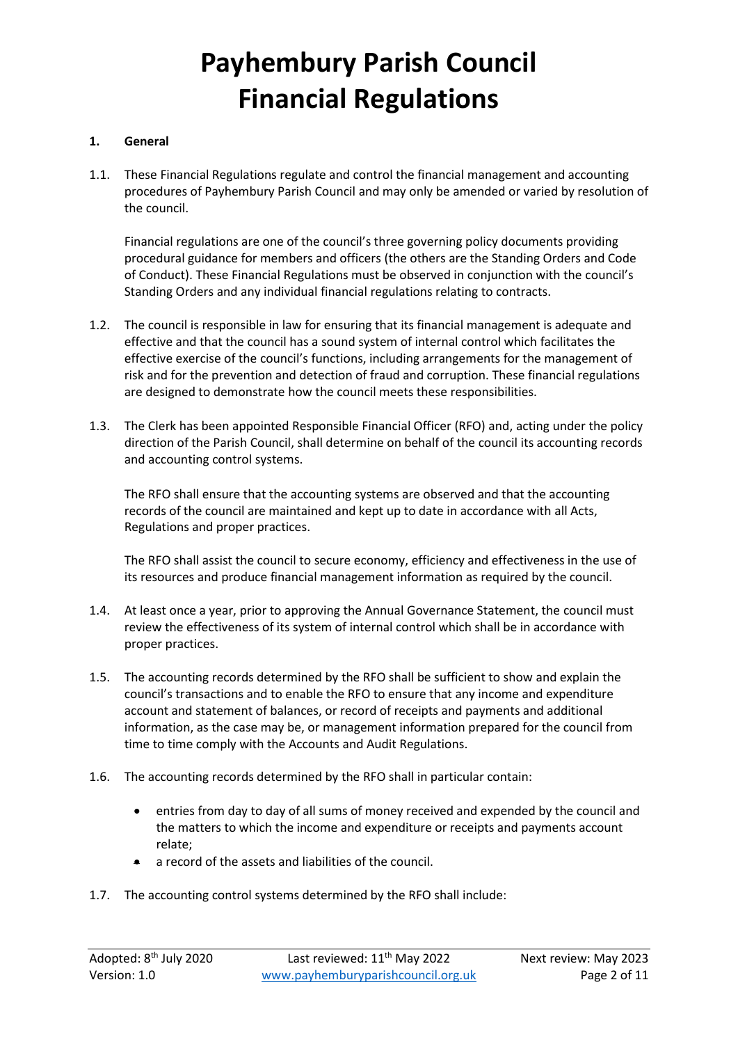# Payhembury Parish Council Financial Regulations

## 1. General

1.1. These Financial Regulations regulate and control the financial management and accounting procedures of Payhembury Parish Council and may only be amended or varied by resolution of the council.

Financial regulations are one of the council's three governing policy documents providing procedural guidance for members and officers (the others are the Standing Orders and Code of Conduct). These Financial Regulations must be observed in conjunction with the council's Standing Orders and any individual financial regulations relating to contracts.

1.2. The council is responsible in law for ensuring that its financial management is adequate and effective and that the council has a sound system of internal control which facilitates the effective exercise of the council's functions, including arrangements for the management of risk and for the prevention and detection of fraud and corruption. These financial regulations are designed to demonstrate how the council meets these responsibilities.

1.3. The Clerk has been appointed Responsible Financial Officer (RFO) and, acting under the policy direction of the Parish Council, shall determine on behalf of the council its accounting records and accounting control systems.

The RFO shall ensure that the accounting systems are observed and that the accounting records of the council are maintained and kept up to date in accordance with all Acts, Regulations and proper practices.

The RFO shall assist the council to secure economy, efficiency and effectiveness in the use of its resources and produce financial management information as required by the council.

1.4. At least once a year, prior to approving the Annual Governance Statement, the council must review the effectiveness of its system of internal control which shall be in accordance with proper practices.

1.5. The accounting records determined by the RFO shall be sufficient to show and explain the council's transactions and to enable the RFO to ensure that any income and expenditure account and statement of balances, or record of receipts and payments and additional information, as the case may be, or management information prepared for the council from time to time comply with the Accounts and Audit Regulations.

1.6. The accounting records determined by the RFO shall in particular contain:

- entries from day to day of all sums of money received and expended by the council and the matters to which the income and expenditure or receipts and payments account relate;
- a record of the assets and liabilities of the council.

1.7. The accounting control systems determined by the RFO shall include: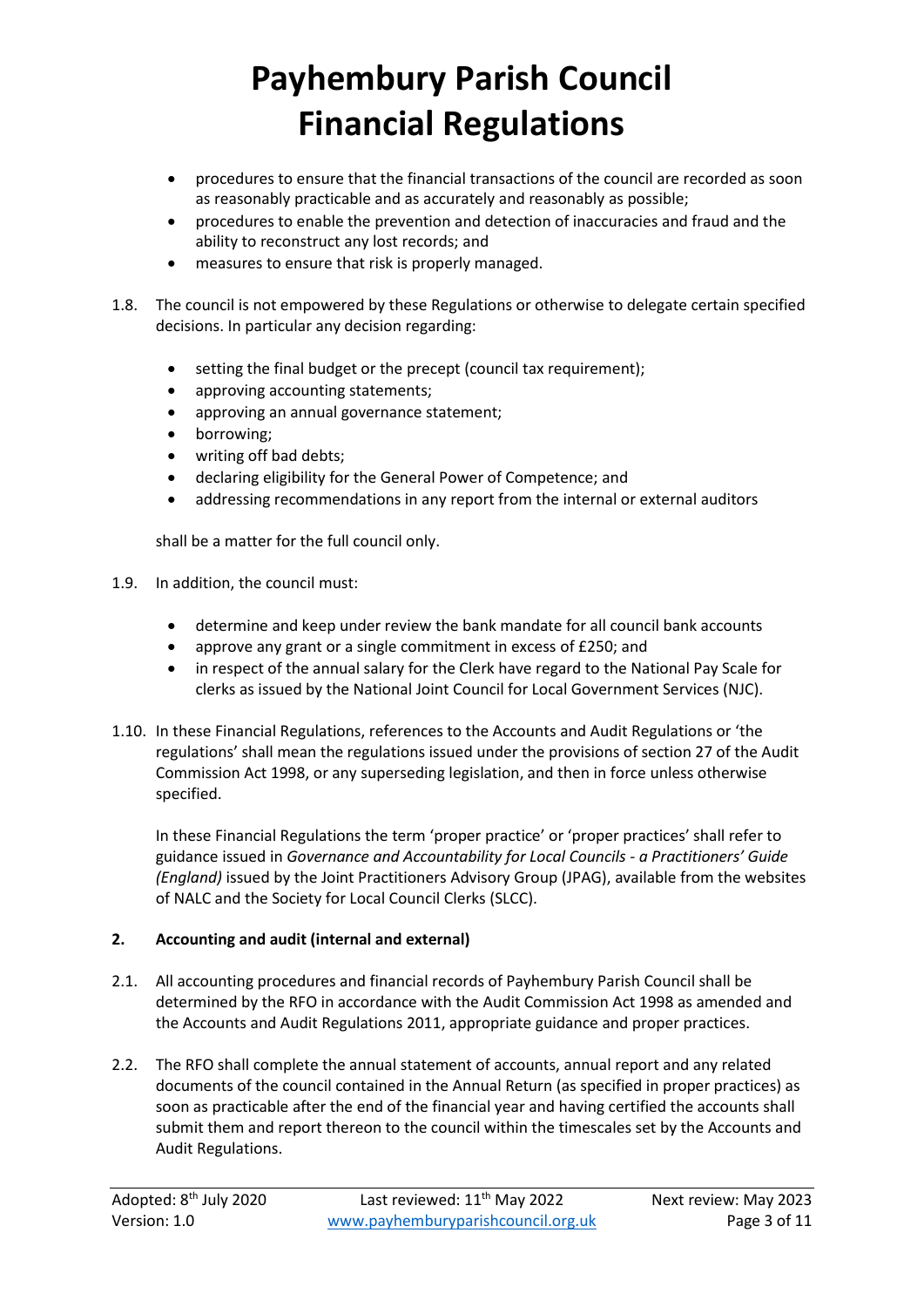- procedures to ensure that the financial transactions of the council are recorded as soon as reasonably practicable and as accurately and reasonably as possible;
- procedures to enable the prevention and detection of inaccuracies and fraud and the ability to reconstruct any lost records; and
- measures to ensure that risk is properly managed.

1.8. The council is not empowered by these Regulations or otherwise to delegate certain specified decisions. In particular any decision regarding:

- setting the final budget or the precept (council tax requirement);
- approving accounting statements;
- approving an annual governance statement;
- borrowing;
- writing off bad debts;
- declaring eligibility for the General Power of Competence; and
- addressing recommendations in any report from the internal or external auditors

shall be a matter for the full council only.

1.9. In addition, the council must:

- determine and keep under review the bank mandate for all council bank accounts
- approve any grant or a single commitment in excess of £250; and
- in respect of the annual salary for the Clerk have regard to the National Pay Scale for clerks as issued by the National Joint Council for Local Government Services (NJC).

1.10. In these Financial Regulations, references to the Accounts and Audit Regulations or 'the regulations' shall mean the regulations issued under the provisions of section 27 of the Audit Commission Act 1998, or any superseding legislation, and then in force unless otherwise specified.

In these Financial Regulations the term 'proper practice' or 'proper practices' shall refer to guidance issued in *Governance and Accountability for Local Councils - a Practitioners' Guide (England)* issued by the Joint Practitioners Advisory Group (JPAG), available from the websites of NALC and the Society for Local Council Clerks (SLCC).

## 2. Accounting and audit (internal and external)

2.1. All accounting procedures and financial records of Payhembury Parish Council shall be determined by the RFO in accordance with the Audit Commission Act 1998 as amended and the Accounts and Audit Regulations 2011, appropriate guidance and proper practices.

2.2. The RFO shall complete the annual statement of accounts, annual report and any related documents of the council contained in the Annual Return (as specified in proper practices) as soon as practicable after the end of the financial year and having certified the accounts shall submit them and report thereon to the council within the timescales set by the Accounts and Audit Regulations.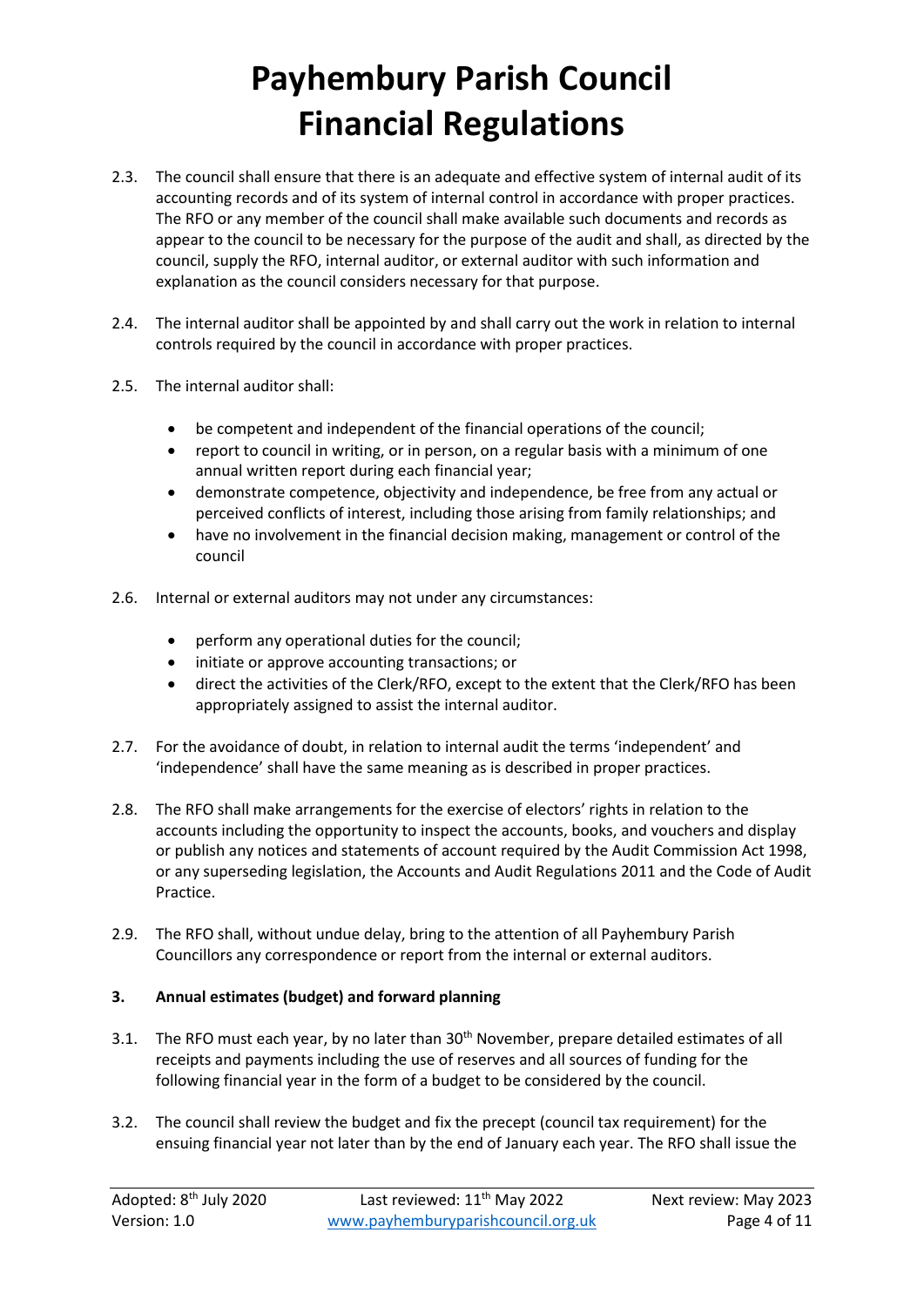# Payhembury Parish Council
# Financial Regulations

2.3. The council shall ensure that there is an adequate and effective system of internal audit of its accounting records and of its system of internal control in accordance with proper practices. The RFO or any member of the council shall make available such documents and records as appear to the council to be necessary for the purpose of the audit and shall, as directed by the council, supply the RFO, internal auditor, or external auditor with such information and explanation as the council considers necessary for that purpose.

2.4. The internal auditor shall be appointed by and shall carry out the work in relation to internal controls required by the council in accordance with proper practices.

2.5. The internal auditor shall:

- be competent and independent of the financial operations of the council;
- report to council in writing, or in person, on a regular basis with a minimum of one annual written report during each financial year;
- demonstrate competence, objectivity and independence, be free from any actual or perceived conflicts of interest, including those arising from family relationships; and
- have no involvement in the financial decision making, management or control of the council

2.6. Internal or external auditors may not under any circumstances:

- perform any operational duties for the council;
- initiate or approve accounting transactions; or
- direct the activities of the Clerk/RFO, except to the extent that the Clerk/RFO has been appropriately assigned to assist the internal auditor.

2.7. For the avoidance of doubt, in relation to internal audit the terms 'independent' and 'independence' shall have the same meaning as is described in proper practices.

2.8. The RFO shall make arrangements for the exercise of electors' rights in relation to the accounts including the opportunity to inspect the accounts, books, and vouchers and display or publish any notices and statements of account required by the Audit Commission Act 1998, or any superseding legislation, the Accounts and Audit Regulations 2011 and the Code of Audit Practice.

2.9. The RFO shall, without undue delay, bring to the attention of all Payhembury Parish Councillors any correspondence or report from the internal or external auditors.

**3. Annual estimates (budget) and forward planning**

3.1. The RFO must each year, by no later than 30th November, prepare detailed estimates of all receipts and payments including the use of reserves and all sources of funding for the following financial year in the form of a budget to be considered by the council.

3.2. The council shall review the budget and fix the precept (council tax requirement) for the ensuing financial year not later than by the end of January each year. The RFO shall issue the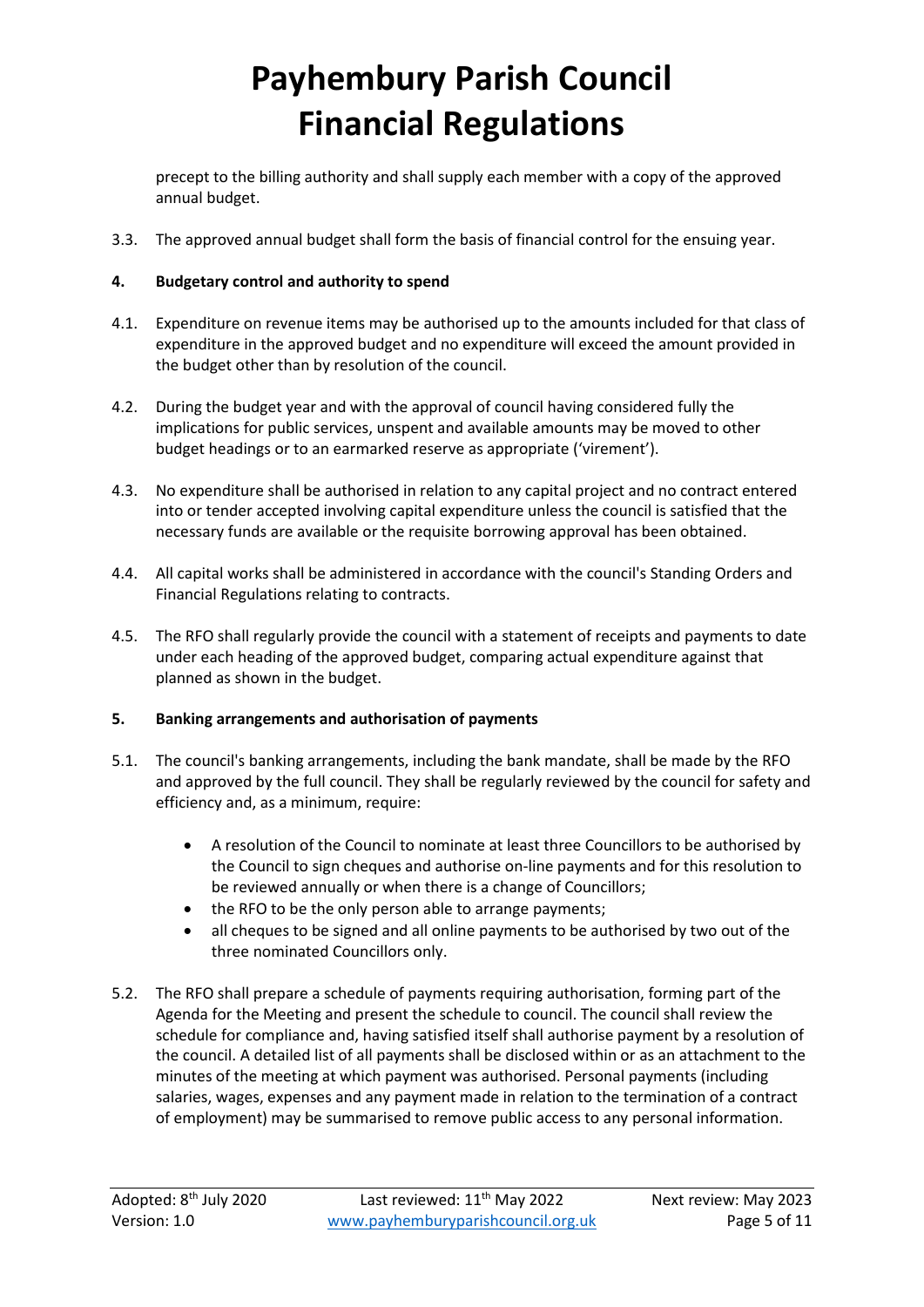precept to the billing authority and shall supply each member with a copy of the approved annual budget.

3.3. The approved annual budget shall form the basis of financial control for the ensuing year.

**4. Budgetary control and authority to spend**

4.1. Expenditure on revenue items may be authorised up to the amounts included for that class of expenditure in the approved budget and no expenditure will exceed the amount provided in the budget other than by resolution of the council.

4.2. During the budget year and with the approval of council having considered fully the implications for public services, unspent and available amounts may be moved to other budget headings or to an earmarked reserve as appropriate ('virement').

4.3. No expenditure shall be authorised in relation to any capital project and no contract entered into or tender accepted involving capital expenditure unless the council is satisfied that the necessary funds are available or the requisite borrowing approval has been obtained.

4.4. All capital works shall be administered in accordance with the council's Standing Orders and Financial Regulations relating to contracts.

4.5. The RFO shall regularly provide the council with a statement of receipts and payments to date under each heading of the approved budget, comparing actual expenditure against that planned as shown in the budget.

**5. Banking arrangements and authorisation of payments**

5.1. The council's banking arrangements, including the bank mandate, shall be made by the RFO and approved by the full council. They shall be regularly reviewed by the council for safety and efficiency and, as a minimum, require:

- A resolution of the Council to nominate at least three Councillors to be authorised by the Council to sign cheques and authorise on-line payments and for this resolution to be reviewed annually or when there is a change of Councillors;
- the RFO to be the only person able to arrange payments;
- all cheques to be signed and all online payments to be authorised by two out of the three nominated Councillors only.

5.2. The RFO shall prepare a schedule of payments requiring authorisation, forming part of the Agenda for the Meeting and present the schedule to council. The council shall review the schedule for compliance and, having satisfied itself shall authorise payment by a resolution of the council. A detailed list of all payments shall be disclosed within or as an attachment to the minutes of the meeting at which payment was authorised. Personal payments (including salaries, wages, expenses and any payment made in relation to the termination of a contract of employment) may be summarised to remove public access to any personal information.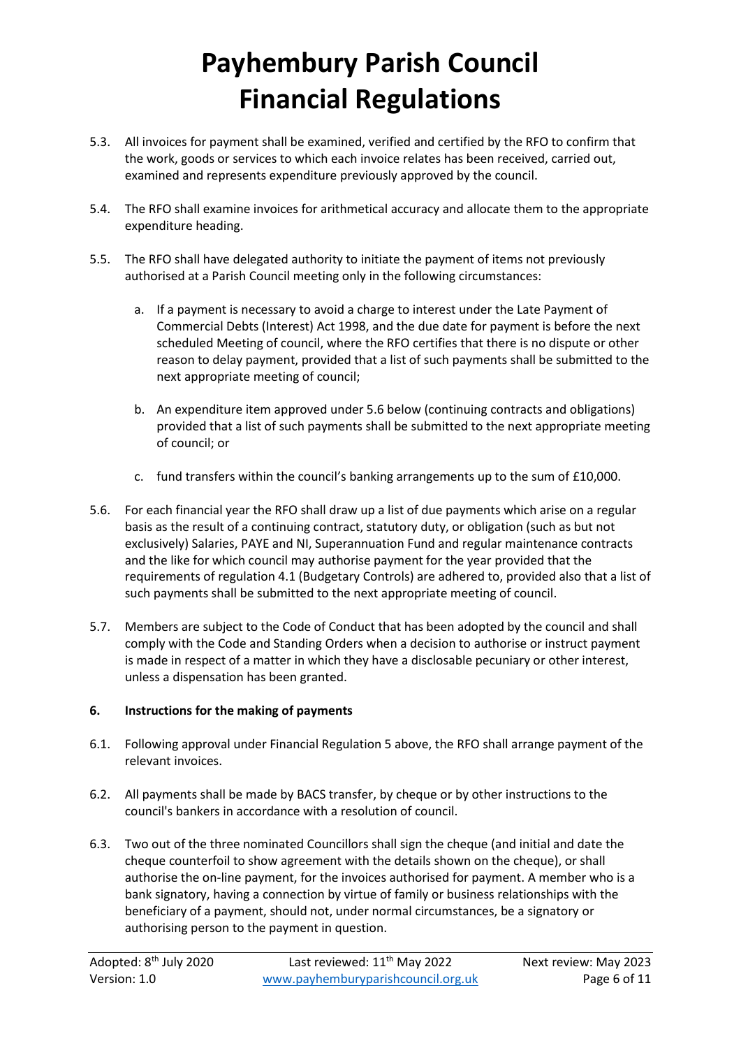# Payhembury Parish Council Financial Regulations

5.3. All invoices for payment shall be examined, verified and certified by the RFO to confirm that the work, goods or services to which each invoice relates has been received, carried out, examined and represents expenditure previously approved by the council.

5.4. The RFO shall examine invoices for arithmetical accuracy and allocate them to the appropriate expenditure heading.

5.5. The RFO shall have delegated authority to initiate the payment of items not previously authorised at a Parish Council meeting only in the following circumstances:

   a. If a payment is necessary to avoid a charge to interest under the Late Payment of Commercial Debts (Interest) Act 1998, and the due date for payment is before the next scheduled Meeting of council, where the RFO certifies that there is no dispute or other reason to delay payment, provided that a list of such payments shall be submitted to the next appropriate meeting of council;

   b. An expenditure item approved under 5.6 below (continuing contracts and obligations) provided that a list of such payments shall be submitted to the next appropriate meeting of council; or

   c. fund transfers within the council's banking arrangements up to the sum of £10,000.

5.6. For each financial year the RFO shall draw up a list of due payments which arise on a regular basis as the result of a continuing contract, statutory duty, or obligation (such as but not exclusively) Salaries, PAYE and NI, Superannuation Fund and regular maintenance contracts and the like for which council may authorise payment for the year provided that the requirements of regulation 4.1 (Budgetary Controls) are adhered to, provided also that a list of such payments shall be submitted to the next appropriate meeting of council.

5.7. Members are subject to the Code of Conduct that has been adopted by the council and shall comply with the Code and Standing Orders when a decision to authorise or instruct payment is made in respect of a matter in which they have a disclosable pecuniary or other interest, unless a dispensation has been granted.

**6. Instructions for the making of payments**

6.1. Following approval under Financial Regulation 5 above, the RFO shall arrange payment of the relevant invoices.

6.2. All payments shall be made by BACS transfer, by cheque or by other instructions to the council's bankers in accordance with a resolution of council.

6.3. Two out of the three nominated Councillors shall sign the cheque (and initial and date the cheque counterfoil to show agreement with the details shown on the cheque), or shall authorise the on-line payment, for the invoices authorised for payment. A member who is a bank signatory, having a connection by virtue of family or business relationships with the beneficiary of a payment, should not, under normal circumstances, be a signatory or authorising person to the payment in question.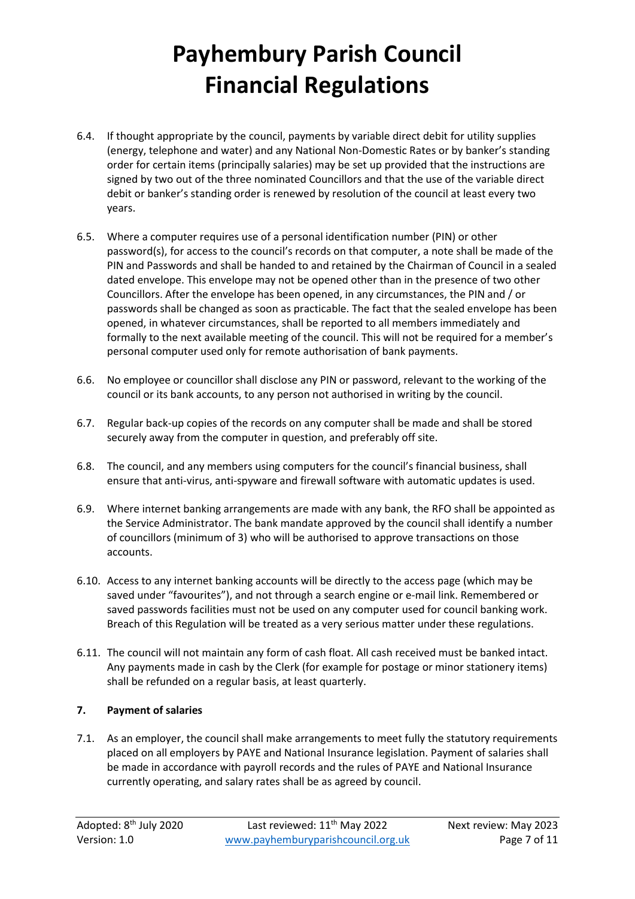6.4. If thought appropriate by the council, payments by variable direct debit for utility supplies (energy, telephone and water) and any National Non-Domestic Rates or by banker's standing order for certain items (principally salaries) may be set up provided that the instructions are signed by two out of the three nominated Councillors and that the use of the variable direct debit or banker's standing order is renewed by resolution of the council at least every two years.

6.5. Where a computer requires use of a personal identification number (PIN) or other password(s), for access to the council's records on that computer, a note shall be made of the PIN and Passwords and shall be handed to and retained by the Chairman of Council in a sealed dated envelope. This envelope may not be opened other than in the presence of two other Councillors. After the envelope has been opened, in any circumstances, the PIN and / or passwords shall be changed as soon as practicable. The fact that the sealed envelope has been opened, in whatever circumstances, shall be reported to all members immediately and formally to the next available meeting of the council. This will not be required for a member's personal computer used only for remote authorisation of bank payments.

6.6. No employee or councillor shall disclose any PIN or password, relevant to the working of the council or its bank accounts, to any person not authorised in writing by the council.

6.7. Regular back-up copies of the records on any computer shall be made and shall be stored securely away from the computer in question, and preferably off site.

6.8. The council, and any members using computers for the council's financial business, shall ensure that anti-virus, anti-spyware and firewall software with automatic updates is used.

6.9. Where internet banking arrangements are made with any bank, the RFO shall be appointed as the Service Administrator. The bank mandate approved by the council shall identify a number of councillors (minimum of 3) who will be authorised to approve transactions on those accounts.

6.10. Access to any internet banking accounts will be directly to the access page (which may be saved under "favourites"), and not through a search engine or e-mail link. Remembered or saved passwords facilities must not be used on any computer used for council banking work. Breach of this Regulation will be treated as a very serious matter under these regulations.

6.11. The council will not maintain any form of cash float. All cash received must be banked intact. Any payments made in cash by the Clerk (for example for postage or minor stationery items) shall be refunded on a regular basis, at least quarterly.

## 7. Payment of salaries

7.1. As an employer, the council shall make arrangements to meet fully the statutory requirements placed on all employers by PAYE and National Insurance legislation. Payment of salaries shall be made in accordance with payroll records and the rules of PAYE and National Insurance currently operating, and salary rates shall be as agreed by council.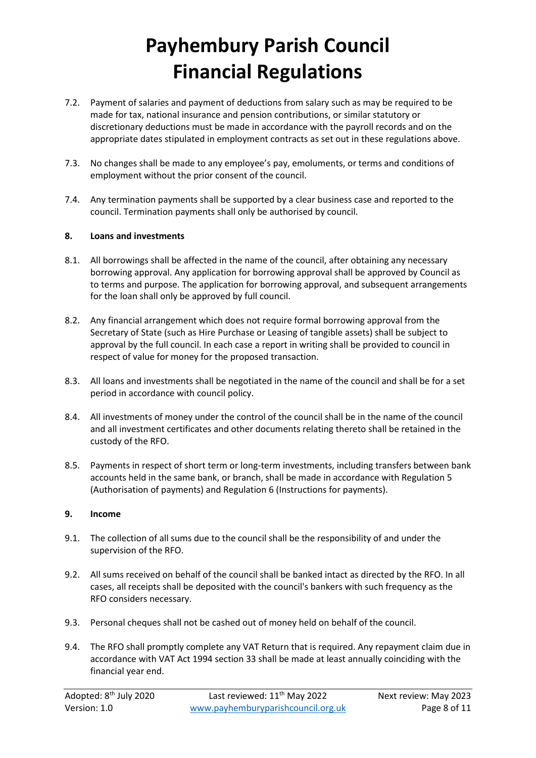7.2. Payment of salaries and payment of deductions from salary such as may be required to be made for tax, national insurance and pension contributions, or similar statutory or discretionary deductions must be made in accordance with the payroll records and on the appropriate dates stipulated in employment contracts as set out in these regulations above.

7.3. No changes shall be made to any employee's pay, emoluments, or terms and conditions of employment without the prior consent of the council.

7.4. Any termination payments shall be supported by a clear business case and reported to the council. Termination payments shall only be authorised by council.

**8. Loans and investments**

8.1. All borrowings shall be affected in the name of the council, after obtaining any necessary borrowing approval. Any application for borrowing approval shall be approved by Council as to terms and purpose. The application for borrowing approval, and subsequent arrangements for the loan shall only be approved by full council.

8.2. Any financial arrangement which does not require formal borrowing approval from the Secretary of State (such as Hire Purchase or Leasing of tangible assets) shall be subject to approval by the full council. In each case a report in writing shall be provided to council in respect of value for money for the proposed transaction.

8.3. All loans and investments shall be negotiated in the name of the council and shall be for a set period in accordance with council policy.

8.4. All investments of money under the control of the council shall be in the name of the council and all investment certificates and other documents relating thereto shall be retained in the custody of the RFO.

8.5. Payments in respect of short term or long-term investments, including transfers between bank accounts held in the same bank, or branch, shall be made in accordance with Regulation 5 (Authorisation of payments) and Regulation 6 (Instructions for payments).

**9. Income**

9.1. The collection of all sums due to the council shall be the responsibility of and under the supervision of the RFO.

9.2. All sums received on behalf of the council shall be banked intact as directed by the RFO. In all cases, all receipts shall be deposited with the council's bankers with such frequency as the RFO considers necessary.

9.3. Personal cheques shall not be cashed out of money held on behalf of the council.

9.4. The RFO shall promptly complete any VAT Return that is required. Any repayment claim due in accordance with VAT Act 1994 section 33 shall be made at least annually coinciding with the financial year end.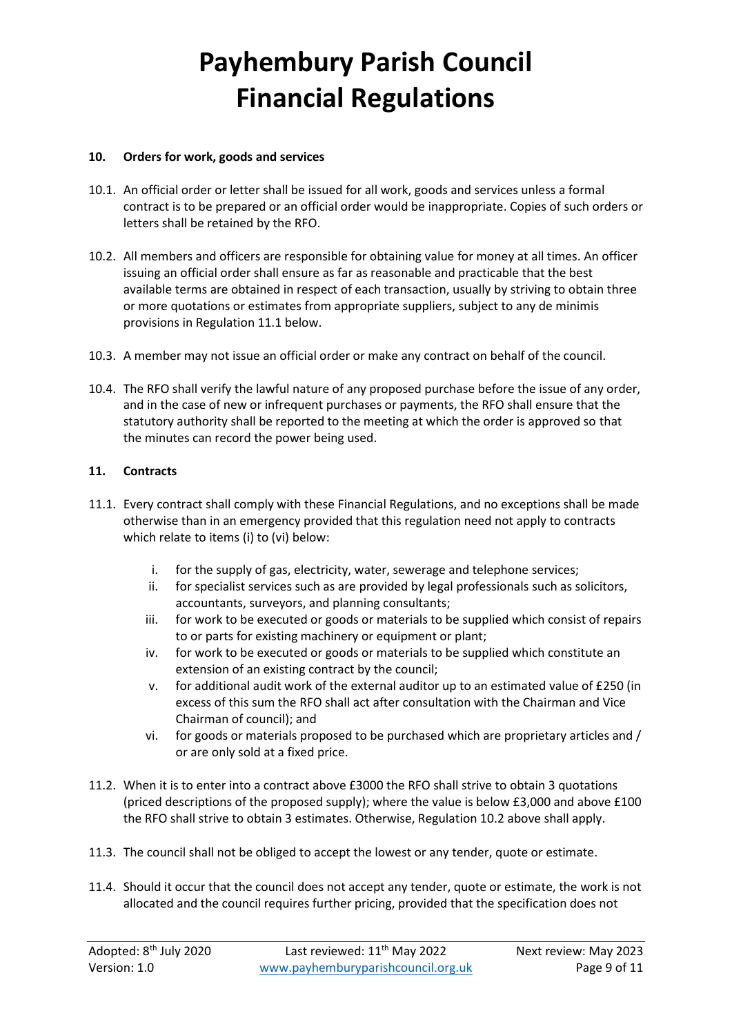# Payhembury Parish Council Financial Regulations

#### 10. Orders for work, goods and services

10.1. An official order or letter shall be issued for all work, goods and services unless a formal contract is to be prepared or an official order would be inappropriate. Copies of such orders or letters shall be retained by the RFO.

10.2. All members and officers are responsible for obtaining value for money at all times. An officer issuing an official order shall ensure as far as reasonable and practicable that the best available terms are obtained in respect of each transaction, usually by striving to obtain three or more quotations or estimates from appropriate suppliers, subject to any de minimis provisions in Regulation 11.1 below.

10.3. A member may not issue an official order or make any contract on behalf of the council.

10.4. The RFO shall verify the lawful nature of any proposed purchase before the issue of any order, and in the case of new or infrequent purchases or payments, the RFO shall ensure that the statutory authority shall be reported to the meeting at which the order is approved so that the minutes can record the power being used.

#### 11. Contracts

11.1. Every contract shall comply with these Financial Regulations, and no exceptions shall be made otherwise than in an emergency provided that this regulation need not apply to contracts which relate to items (i) to (vi) below:

i. for the supply of gas, electricity, water, sewerage and telephone services;
ii. for specialist services such as are provided by legal professionals such as solicitors, accountants, surveyors, and planning consultants;
iii. for work to be executed or goods or materials to be supplied which consist of repairs to or parts for existing machinery or equipment or plant;
iv. for work to be executed or goods or materials to be supplied which constitute an extension of an existing contract by the council;
v. for additional audit work of the external auditor up to an estimated value of £250 (in excess of this sum the RFO shall act after consultation with the Chairman and Vice Chairman of council); and
vi. for goods or materials proposed to be purchased which are proprietary articles and / or are only sold at a fixed price.

11.2. When it is to enter into a contract above £3000 the RFO shall strive to obtain 3 quotations (priced descriptions of the proposed supply); where the value is below £3,000 and above £100 the RFO shall strive to obtain 3 estimates. Otherwise, Regulation 10.2 above shall apply.

11.3. The council shall not be obliged to accept the lowest or any tender, quote or estimate.

11.4. Should it occur that the council does not accept any tender, quote or estimate, the work is not allocated and the council requires further pricing, provided that the specification does not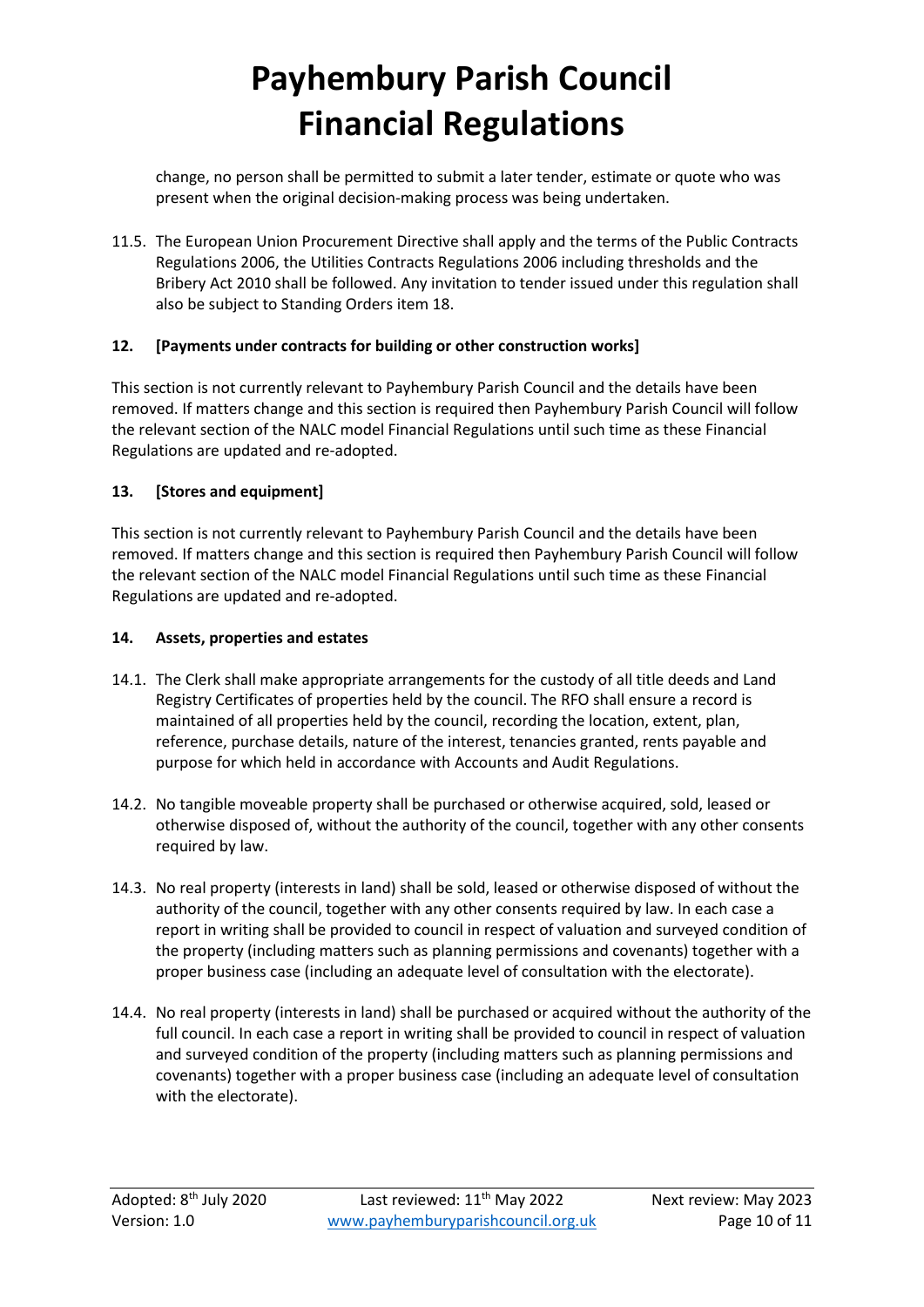change, no person shall be permitted to submit a later tender, estimate or quote who was present when the original decision-making process was being undertaken.

11.5. The European Union Procurement Directive shall apply and the terms of the Public Contracts Regulations 2006, the Utilities Contracts Regulations 2006 including thresholds and the Bribery Act 2010 shall be followed. Any invitation to tender issued under this regulation shall also be subject to Standing Orders item 18.

### 12. [Payments under contracts for building or other construction works]

This section is not currently relevant to Payhembury Parish Council and the details have been removed. If matters change and this section is required then Payhembury Parish Council will follow the relevant section of the NALC model Financial Regulations until such time as these Financial Regulations are updated and re-adopted.

### 13. [Stores and equipment]

This section is not currently relevant to Payhembury Parish Council and the details have been removed. If matters change and this section is required then Payhembury Parish Council will follow the relevant section of the NALC model Financial Regulations until such time as these Financial Regulations are updated and re-adopted.

### 14. Assets, properties and estates

14.1. The Clerk shall make appropriate arrangements for the custody of all title deeds and Land Registry Certificates of properties held by the council. The RFO shall ensure a record is maintained of all properties held by the council, recording the location, extent, plan, reference, purchase details, nature of the interest, tenancies granted, rents payable and purpose for which held in accordance with Accounts and Audit Regulations.

14.2. No tangible moveable property shall be purchased or otherwise acquired, sold, leased or otherwise disposed of, without the authority of the council, together with any other consents required by law.

14.3. No real property (interests in land) shall be sold, leased or otherwise disposed of without the authority of the council, together with any other consents required by law. In each case a report in writing shall be provided to council in respect of valuation and surveyed condition of the property (including matters such as planning permissions and covenants) together with a proper business case (including an adequate level of consultation with the electorate).

14.4. No real property (interests in land) shall be purchased or acquired without the authority of the full council. In each case a report in writing shall be provided to council in respect of valuation and surveyed condition of the property (including matters such as planning permissions and covenants) together with a proper business case (including an adequate level of consultation with the electorate).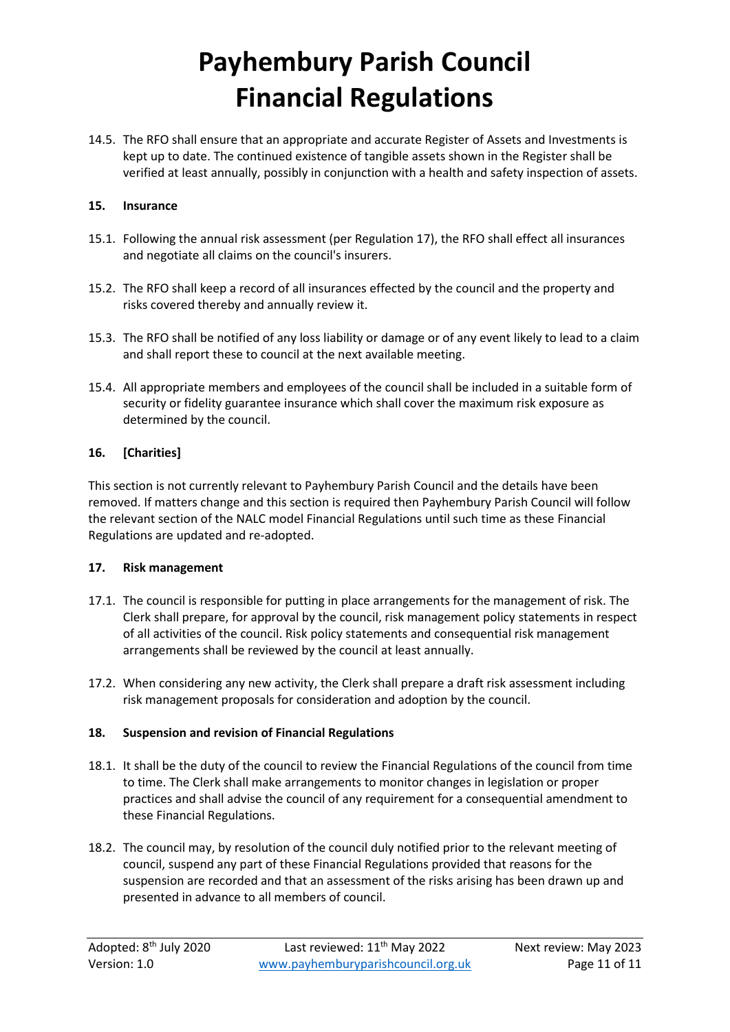14.5. The RFO shall ensure that an appropriate and accurate Register of Assets and Investments is kept up to date. The continued existence of tangible assets shown in the Register shall be verified at least annually, possibly in conjunction with a health and safety inspection of assets.

**15. Insurance**

15.1. Following the annual risk assessment (per Regulation 17), the RFO shall effect all insurances and negotiate all claims on the council's insurers.

15.2. The RFO shall keep a record of all insurances effected by the council and the property and risks covered thereby and annually review it.

15.3. The RFO shall be notified of any loss liability or damage or of any event likely to lead to a claim and shall report these to council at the next available meeting.

15.4. All appropriate members and employees of the council shall be included in a suitable form of security or fidelity guarantee insurance which shall cover the maximum risk exposure as determined by the council.

**16. [Charities]**

This section is not currently relevant to Payhembury Parish Council and the details have been removed. If matters change and this section is required then Payhembury Parish Council will follow the relevant section of the NALC model Financial Regulations until such time as these Financial Regulations are updated and re-adopted.

**17. Risk management**

17.1. The council is responsible for putting in place arrangements for the management of risk. The Clerk shall prepare, for approval by the council, risk management policy statements in respect of all activities of the council. Risk policy statements and consequential risk management arrangements shall be reviewed by the council at least annually.

17.2. When considering any new activity, the Clerk shall prepare a draft risk assessment including risk management proposals for consideration and adoption by the council.

**18. Suspension and revision of Financial Regulations**

18.1. It shall be the duty of the council to review the Financial Regulations of the council from time to time. The Clerk shall make arrangements to monitor changes in legislation or proper practices and shall advise the council of any requirement for a consequential amendment to these Financial Regulations.

18.2. The council may, by resolution of the council duly notified prior to the relevant meeting of council, suspend any part of these Financial Regulations provided that reasons for the suspension are recorded and that an assessment of the risks arising has been drawn up and presented in advance to all members of council.